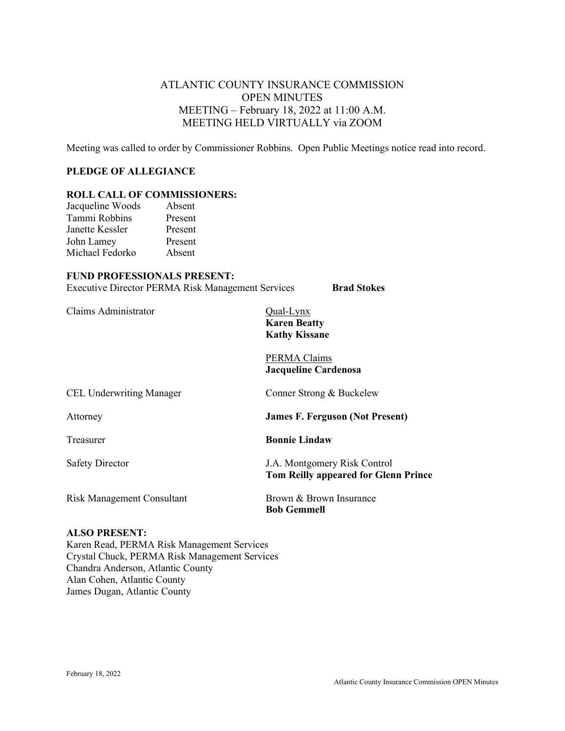# ATLANTIC COUNTY INSURANCE COMMISSION
## OPEN MINUTES
## MEETING – February 18, 2022 at 11:00 A.M.
## MEETING HELD VIRTUALLY via ZOOM

Meeting was called to order by Commissioner Robbins. Open Public Meetings notice read into record.

**PLEDGE OF ALLEGIANCE**

**ROLL CALL OF COMMISSIONERS:**

| | |
|---|---|
| Jacqueline Woods | Absent |
| Tammi Robbins | Present |
| Janette Kessler | Present |
| John Lamey | Present |
| Michael Fedorko | Absent |

**FUND PROFESSIONALS PRESENT:**

Executive Director PERMA Risk Management Services **Brad Stokes**

Claims Administrator
Qual-Lynx
**Karen Beatty**
**Kathy Kissane**

PERMA Claims
**Jacqueline Cardenosa**

CEL Underwriting Manager — Conner Strong & Buckelew

Attorney — **James F. Ferguson (Not Present)**

Treasurer — **Bonnie Lindaw**

Safety Director — J.A. Montgomery Risk Control
**Tom Reilly appeared for Glenn Prince**

Risk Management Consultant — Brown & Brown Insurance
**Bob Gemmell**

**ALSO PRESENT:**

Karen Read, PERMA Risk Management Services
Crystal Chuck, PERMA Risk Management Services
Chandra Anderson, Atlantic County
Alan Cohen, Atlantic County
James Dugan, Atlantic County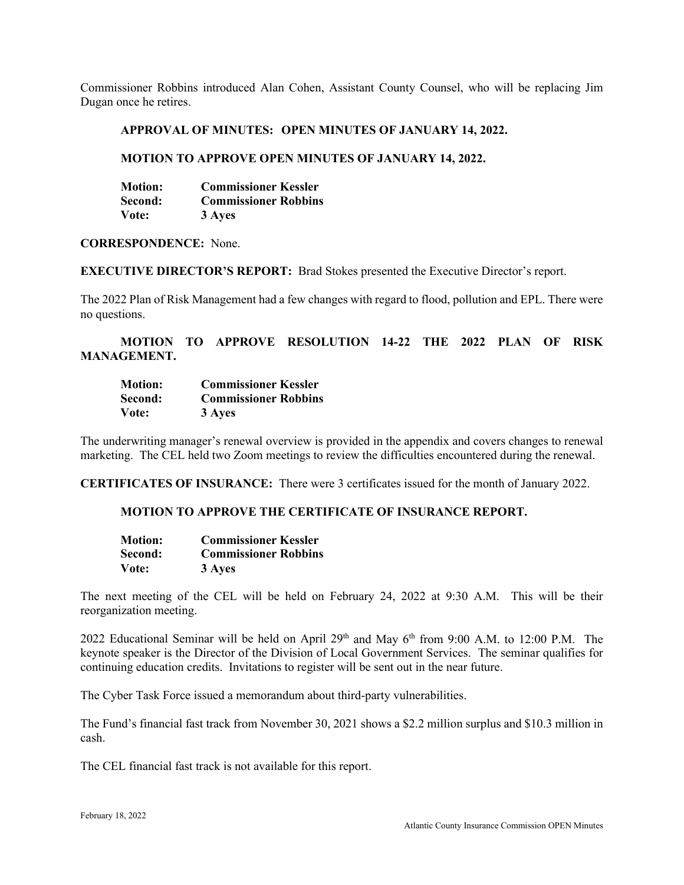Commissioner Robbins introduced Alan Cohen, Assistant County Counsel, who will be replacing Jim Dugan once he retires.

**APPROVAL OF MINUTES: OPEN MINUTES OF JANUARY 14, 2022.**

**MOTION TO APPROVE OPEN MINUTES OF JANUARY 14, 2022.**

**Motion:** **Commissioner Kessler**
**Second:** **Commissioner Robbins**
**Vote:** **3 Ayes**

**CORRESPONDENCE:** None.

**EXECUTIVE DIRECTOR'S REPORT:** Brad Stokes presented the Executive Director's report.

The 2022 Plan of Risk Management had a few changes with regard to flood, pollution and EPL. There were no questions.

**MOTION TO APPROVE RESOLUTION 14-22 THE 2022 PLAN OF RISK MANAGEMENT.**

**Motion:** **Commissioner Kessler**
**Second:** **Commissioner Robbins**
**Vote:** **3 Ayes**

The underwriting manager's renewal overview is provided in the appendix and covers changes to renewal marketing. The CEL held two Zoom meetings to review the difficulties encountered during the renewal.

**CERTIFICATES OF INSURANCE:** There were 3 certificates issued for the month of January 2022.

**MOTION TO APPROVE THE CERTIFICATE OF INSURANCE REPORT.**

**Motion:** **Commissioner Kessler**
**Second:** **Commissioner Robbins**
**Vote:** **3 Ayes**

The next meeting of the CEL will be held on February 24, 2022 at 9:30 A.M. This will be their reorganization meeting.

2022 Educational Seminar will be held on April 29th and May 6th from 9:00 A.M. to 12:00 P.M. The keynote speaker is the Director of the Division of Local Government Services. The seminar qualifies for continuing education credits. Invitations to register will be sent out in the near future.

The Cyber Task Force issued a memorandum about third-party vulnerabilities.

The Fund's financial fast track from November 30, 2021 shows a $2.2 million surplus and $10.3 million in cash.

The CEL financial fast track is not available for this report.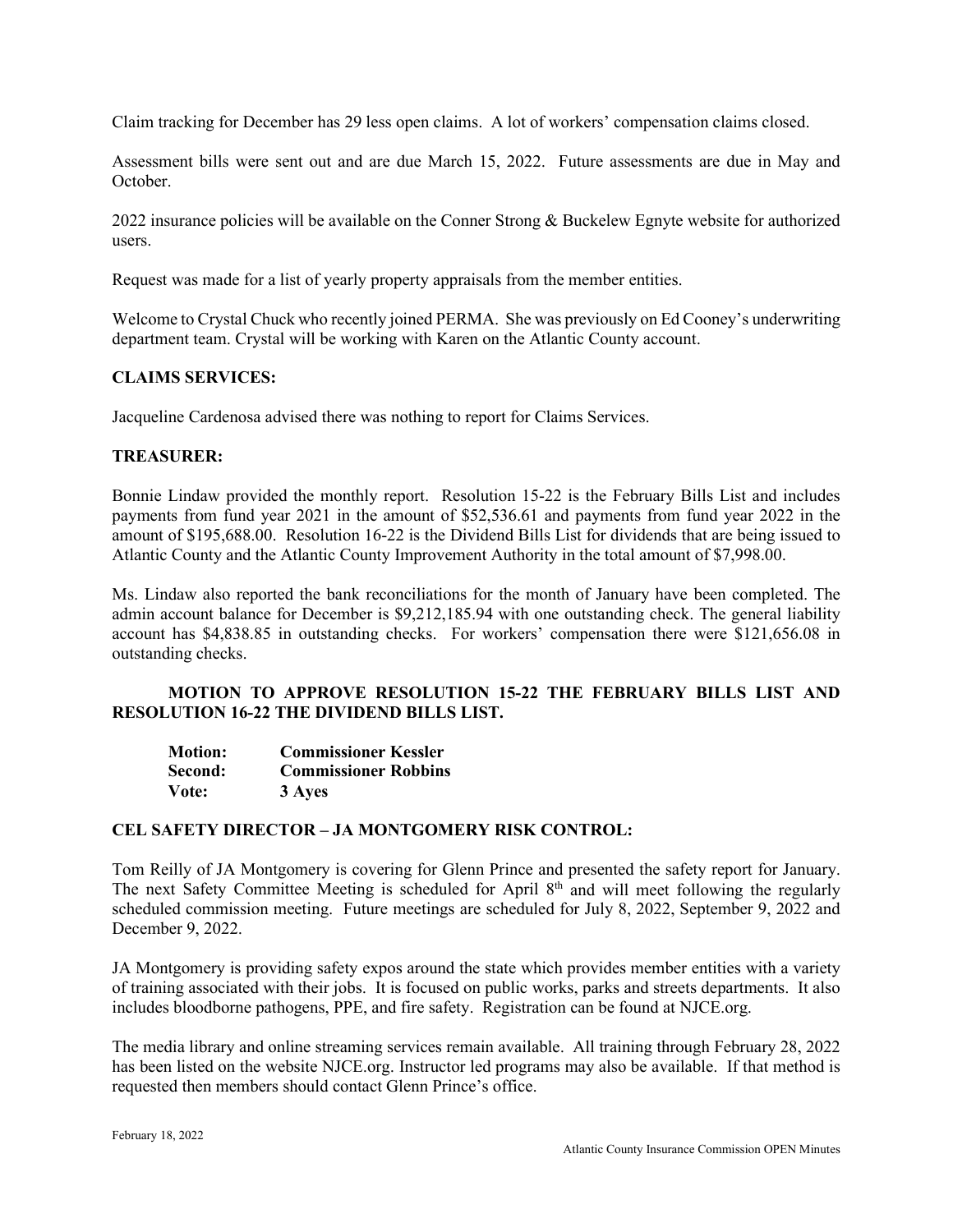Claim tracking for December has 29 less open claims. A lot of workers' compensation claims closed.

Assessment bills were sent out and are due March 15, 2022. Future assessments are due in May and October.

2022 insurance policies will be available on the Conner Strong & Buckelew Egnyte website for authorized users.

Request was made for a list of yearly property appraisals from the member entities.

Welcome to Crystal Chuck who recently joined PERMA. She was previously on Ed Cooney's underwriting department team. Crystal will be working with Karen on the Atlantic County account.

**CLAIMS SERVICES:**

Jacqueline Cardenosa advised there was nothing to report for Claims Services.

**TREASURER:**

Bonnie Lindaw provided the monthly report. Resolution 15-22 is the February Bills List and includes payments from fund year 2021 in the amount of $52,536.61 and payments from fund year 2022 in the amount of $195,688.00. Resolution 16-22 is the Dividend Bills List for dividends that are being issued to Atlantic County and the Atlantic County Improvement Authority in the total amount of $7,998.00.

Ms. Lindaw also reported the bank reconciliations for the month of January have been completed. The admin account balance for December is $9,212,185.94 with one outstanding check. The general liability account has $4,838.85 in outstanding checks. For workers' compensation there were $121,656.08 in outstanding checks.

**MOTION TO APPROVE RESOLUTION 15-22 THE FEBRUARY BILLS LIST AND RESOLUTION 16-22 THE DIVIDEND BILLS LIST.**

**Motion:** **Commissioner Kessler**
**Second:** **Commissioner Robbins**
**Vote:** **3 Ayes**

**CEL SAFETY DIRECTOR – JA MONTGOMERY RISK CONTROL:**

Tom Reilly of JA Montgomery is covering for Glenn Prince and presented the safety report for January. The next Safety Committee Meeting is scheduled for April 8th and will meet following the regularly scheduled commission meeting. Future meetings are scheduled for July 8, 2022, September 9, 2022 and December 9, 2022.

JA Montgomery is providing safety expos around the state which provides member entities with a variety of training associated with their jobs. It is focused on public works, parks and streets departments. It also includes bloodborne pathogens, PPE, and fire safety. Registration can be found at NJCE.org.

The media library and online streaming services remain available. All training through February 28, 2022 has been listed on the website NJCE.org. Instructor led programs may also be available. If that method is requested then members should contact Glenn Prince's office.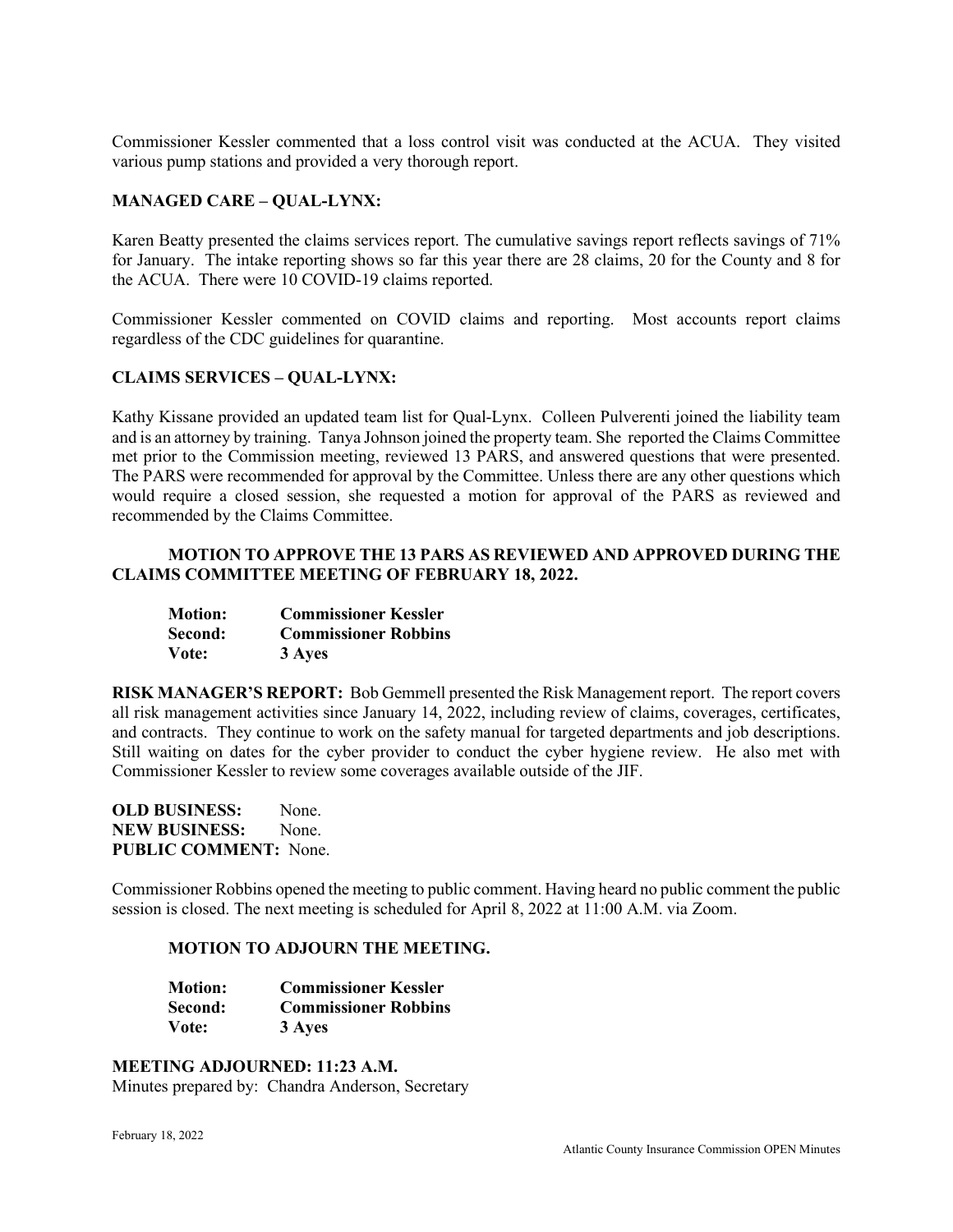Commissioner Kessler commented that a loss control visit was conducted at the ACUA. They visited various pump stations and provided a very thorough report.

**MANAGED CARE – QUAL-LYNX:**

Karen Beatty presented the claims services report. The cumulative savings report reflects savings of 71% for January. The intake reporting shows so far this year there are 28 claims, 20 for the County and 8 for the ACUA. There were 10 COVID-19 claims reported.

Commissioner Kessler commented on COVID claims and reporting. Most accounts report claims regardless of the CDC guidelines for quarantine.

**CLAIMS SERVICES – QUAL-LYNX:**

Kathy Kissane provided an updated team list for Qual-Lynx. Colleen Pulverenti joined the liability team and is an attorney by training. Tanya Johnson joined the property team. She reported the Claims Committee met prior to the Commission meeting, reviewed 13 PARS, and answered questions that were presented. The PARS were recommended for approval by the Committee. Unless there are any other questions which would require a closed session, she requested a motion for approval of the PARS as reviewed and recommended by the Claims Committee.

**MOTION TO APPROVE THE 13 PARS AS REVIEWED AND APPROVED DURING THE CLAIMS COMMITTEE MEETING OF FEBRUARY 18, 2022.**

| | |
|---|---|
| **Motion:** | **Commissioner Kessler** |
| **Second:** | **Commissioner Robbins** |
| **Vote:** | **3 Ayes** |

**RISK MANAGER'S REPORT:** Bob Gemmell presented the Risk Management report. The report covers all risk management activities since January 14, 2022, including review of claims, coverages, certificates, and contracts. They continue to work on the safety manual for targeted departments and job descriptions. Still waiting on dates for the cyber provider to conduct the cyber hygiene review. He also met with Commissioner Kessler to review some coverages available outside of the JIF.

**OLD BUSINESS:** None.
**NEW BUSINESS:** None.
**PUBLIC COMMENT:** None.

Commissioner Robbins opened the meeting to public comment. Having heard no public comment the public session is closed. The next meeting is scheduled for April 8, 2022 at 11:00 A.M. via Zoom.

**MOTION TO ADJOURN THE MEETING.**

| | |
|---|---|
| **Motion:** | **Commissioner Kessler** |
| **Second:** | **Commissioner Robbins** |
| **Vote:** | **3 Ayes** |

**MEETING ADJOURNED: 11:23 A.M.**
Minutes prepared by: Chandra Anderson, Secretary